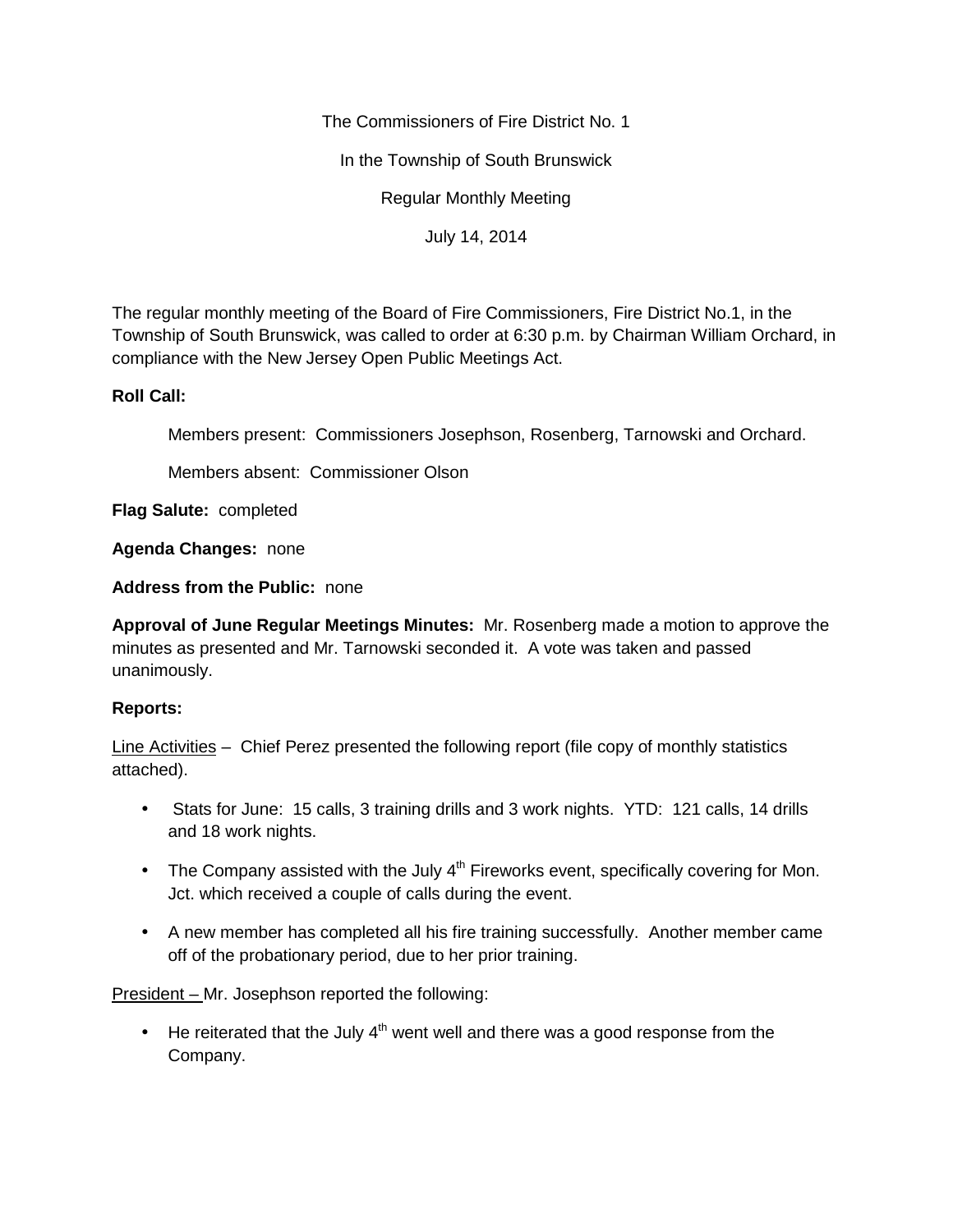The Commissioners of Fire District No. 1

In the Township of South Brunswick

Regular Monthly Meeting

July 14, 2014

The regular monthly meeting of the Board of Fire Commissioners, Fire District No.1, in the Township of South Brunswick, was called to order at 6:30 p.m. by Chairman William Orchard, in compliance with the New Jersey Open Public Meetings Act.

**Roll Call:**

Members present: Commissioners Josephson, Rosenberg, Tarnowski and Orchard.

Members absent: Commissioner Olson

**Flag Salute:** completed

**Agenda Changes:** none

**Address from the Public:** none

**Approval of June Regular Meetings Minutes:** Mr. Rosenberg made a motion to approve the minutes as presented and Mr. Tarnowski seconded it. A vote was taken and passed unanimously.

**Reports:**

Line Activities – Chief Perez presented the following report (file copy of monthly statistics attached).

- Stats for June: 15 calls, 3 training drills and 3 work nights. YTD: 121 calls, 14 drills and 18 work nights.
- The Company assisted with the July 4th Fireworks event, specifically covering for Mon. Jct. which received a couple of calls during the event.
- A new member has completed all his fire training successfully. Another member came off of the probationary period, due to her prior training.

President – Mr. Josephson reported the following:

- He reiterated that the July 4th went well and there was a good response from the Company.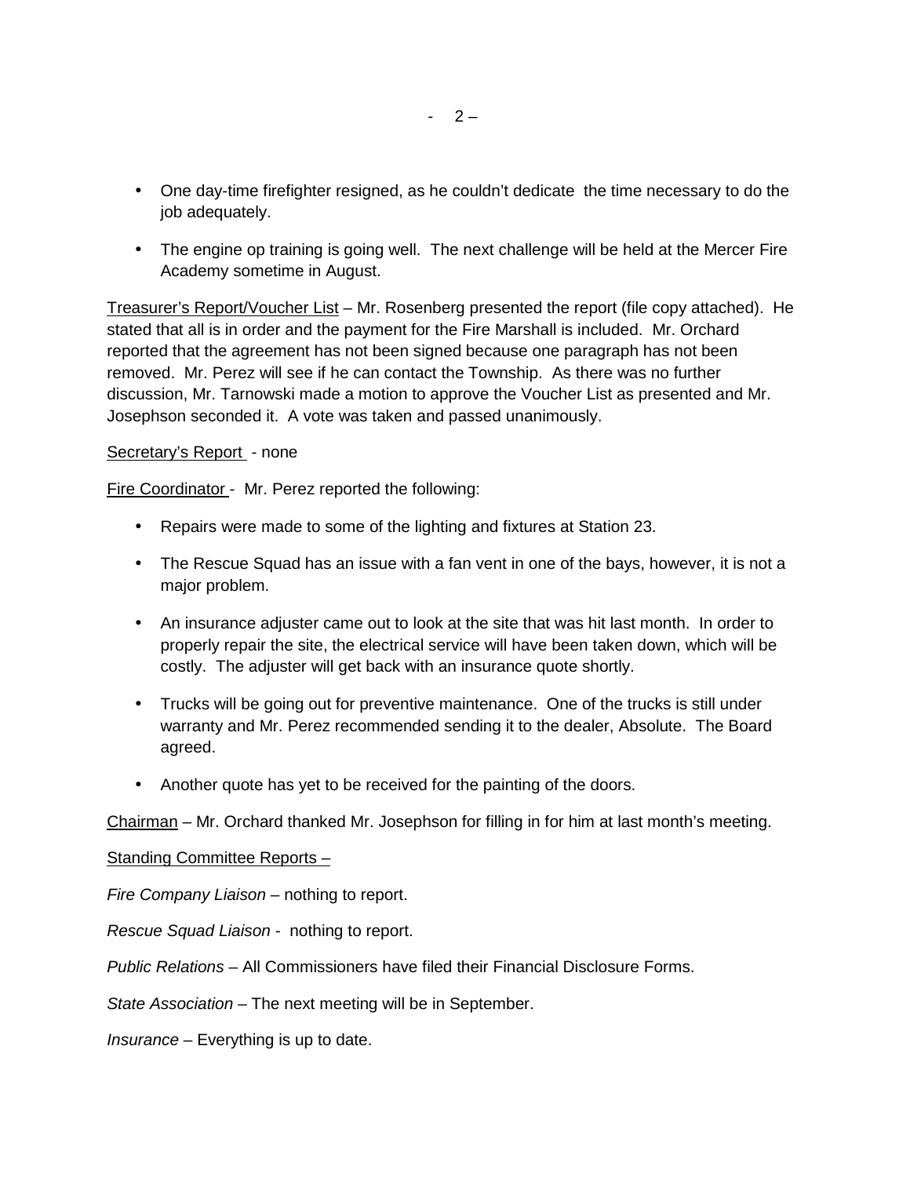- One day-time firefighter resigned, as he couldn't dedicate  the time necessary to do the job adequately.
- The engine op training is going well.  The next challenge will be held at the Mercer Fire Academy sometime in August.

<u>Treasurer's Report/Voucher List</u> – Mr. Rosenberg presented the report (file copy attached).  He stated that all is in order and the payment for the Fire Marshall is included.  Mr. Orchard reported that the agreement has not been signed because one paragraph has not been removed.  Mr. Perez will see if he can contact the Township.  As there was no further discussion, Mr. Tarnowski made a motion to approve the Voucher List as presented and Mr. Josephson seconded it.  A vote was taken and passed unanimously.

<u>Secretary's Report</u>  - none

<u>Fire Coordinator</u> -  Mr. Perez reported the following:

- Repairs were made to some of the lighting and fixtures at Station 23.
- The Rescue Squad has an issue with a fan vent in one of the bays, however, it is not a major problem.
- An insurance adjuster came out to look at the site that was hit last month.  In order to properly repair the site, the electrical service will have been taken down, which will be costly.  The adjuster will get back with an insurance quote shortly.
- Trucks will be going out for preventive maintenance.  One of the trucks is still under warranty and Mr. Perez recommended sending it to the dealer, Absolute.  The Board agreed.
- Another quote has yet to be received for the painting of the doors.

<u>Chairman</u> – Mr. Orchard thanked Mr. Josephson for filling in for him at last month's meeting.

<u>Standing Committee Reports –</u>

*Fire Company Liaison* – nothing to report.

*Rescue Squad Liaison* -  nothing to report.

*Public Relations* – All Commissioners have filed their Financial Disclosure Forms.

*State Association* – The next meeting will be in September.

*Insurance* – Everything is up to date.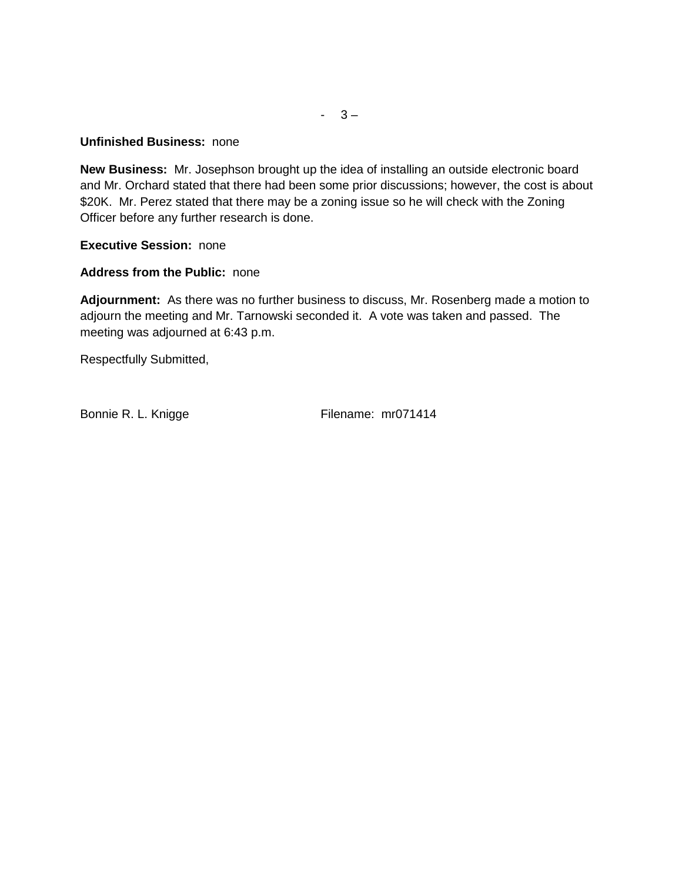**Unfinished Business:** none

**New Business:** Mr. Josephson brought up the idea of installing an outside electronic board and Mr. Orchard stated that there had been some prior discussions; however, the cost is about $20K. Mr. Perez stated that there may be a zoning issue so he will check with the Zoning Officer before any further research is done.

**Executive Session:** none

**Address from the Public:** none

**Adjournment:** As there was no further business to discuss, Mr. Rosenberg made a motion to adjourn the meeting and Mr. Tarnowski seconded it. A vote was taken and passed. The meeting was adjourned at 6:43 p.m.

Respectfully Submitted,

Bonnie R. L. Knigge Filename: mr071414